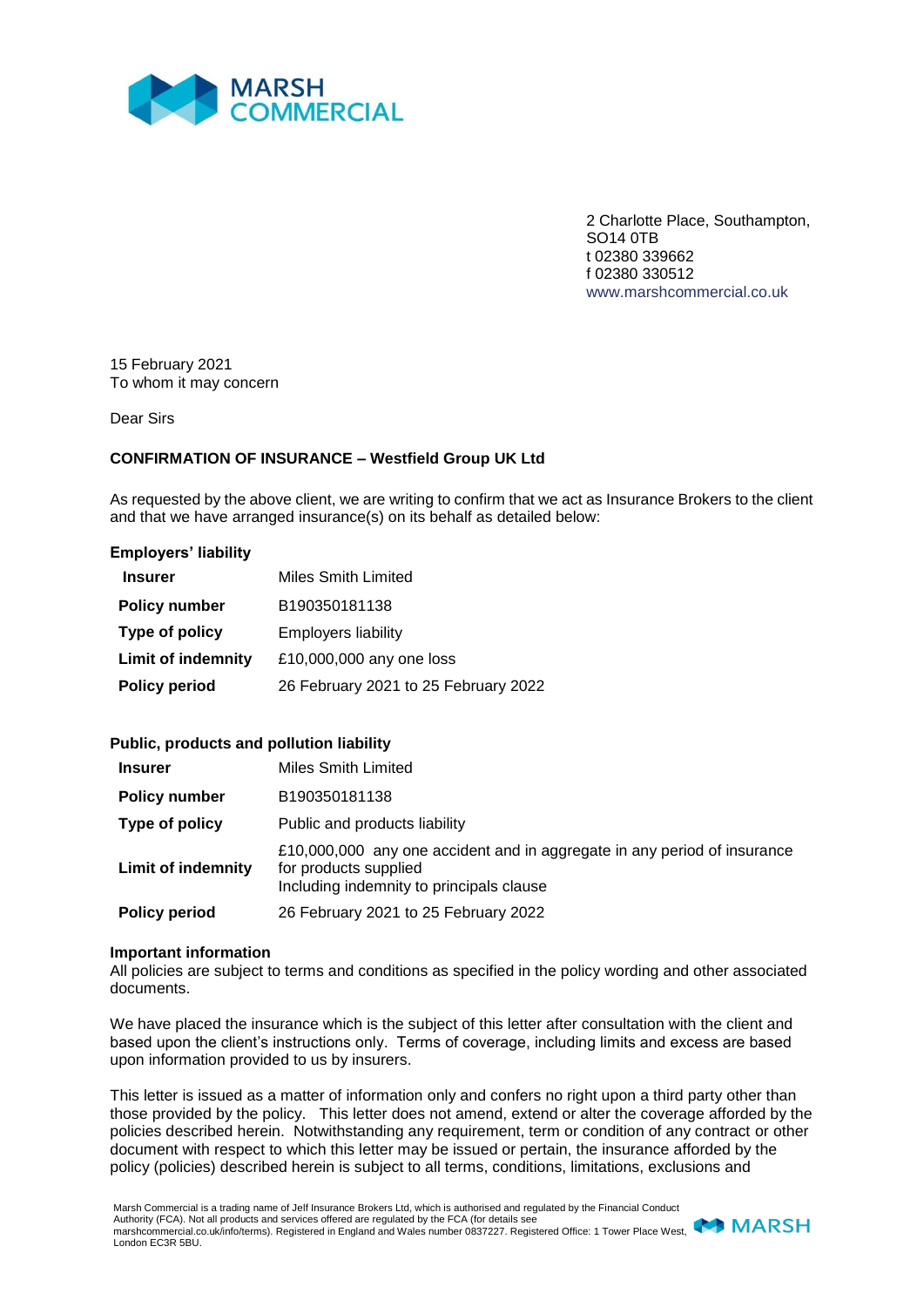2 Charlotte Place, Southampton,
SO14 0TB
t 02380 339662
f 02380 330512
www.marshcommercial.co.uk

15 February 2021
To whom it may concern

Dear Sirs

**CONFIRMATION OF INSURANCE – Westfield Group UK Ltd**

As requested by the above client, we are writing to confirm that we act as Insurance Brokers to the client and that we have arranged insurance(s) on its behalf as detailed below:

**Employers' liability**

| | |
|---|---|
| **Insurer** | Miles Smith Limited |
| **Policy number** | B190350181138 |
| **Type of policy** | Employers liability |
| **Limit of indemnity** | £10,000,000 any one loss |
| **Policy period** | 26 February 2021 to 25 February 2022 |

**Public, products and pollution liability**

| | |
|---|---|
| **Insurer** | Miles Smith Limited |
| **Policy number** | B190350181138 |
| **Type of policy** | Public and products liability |
| **Limit of indemnity** | £10,000,000 any one accident and in aggregate in any period of insurance for products supplied<br>Including indemnity to principals clause |
| **Policy period** | 26 February 2021 to 25 February 2022 |

**Important information**

All policies are subject to terms and conditions as specified in the policy wording and other associated documents.

We have placed the insurance which is the subject of this letter after consultation with the client and based upon the client's instructions only. Terms of coverage, including limits and excess are based upon information provided to us by insurers.

This letter is issued as a matter of information only and confers no right upon a third party other than those provided by the policy. This letter does not amend, extend or alter the coverage afforded by the policies described herein. Notwithstanding any requirement, term or condition of any contract or other document with respect to which this letter may be issued or pertain, the insurance afforded by the policy (policies) described herein is subject to all terms, conditions, limitations, exclusions and

Marsh Commercial is a trading name of Jelf Insurance Brokers Ltd, which is authorised and regulated by the Financial Conduct Authority (FCA). Not all products and services offered are regulated by the FCA (for details see marshcommercial.co.uk/info/terms). Registered in England and Wales number 0837227. Registered Office: 1 Tower Place West, London EC3R 5BU.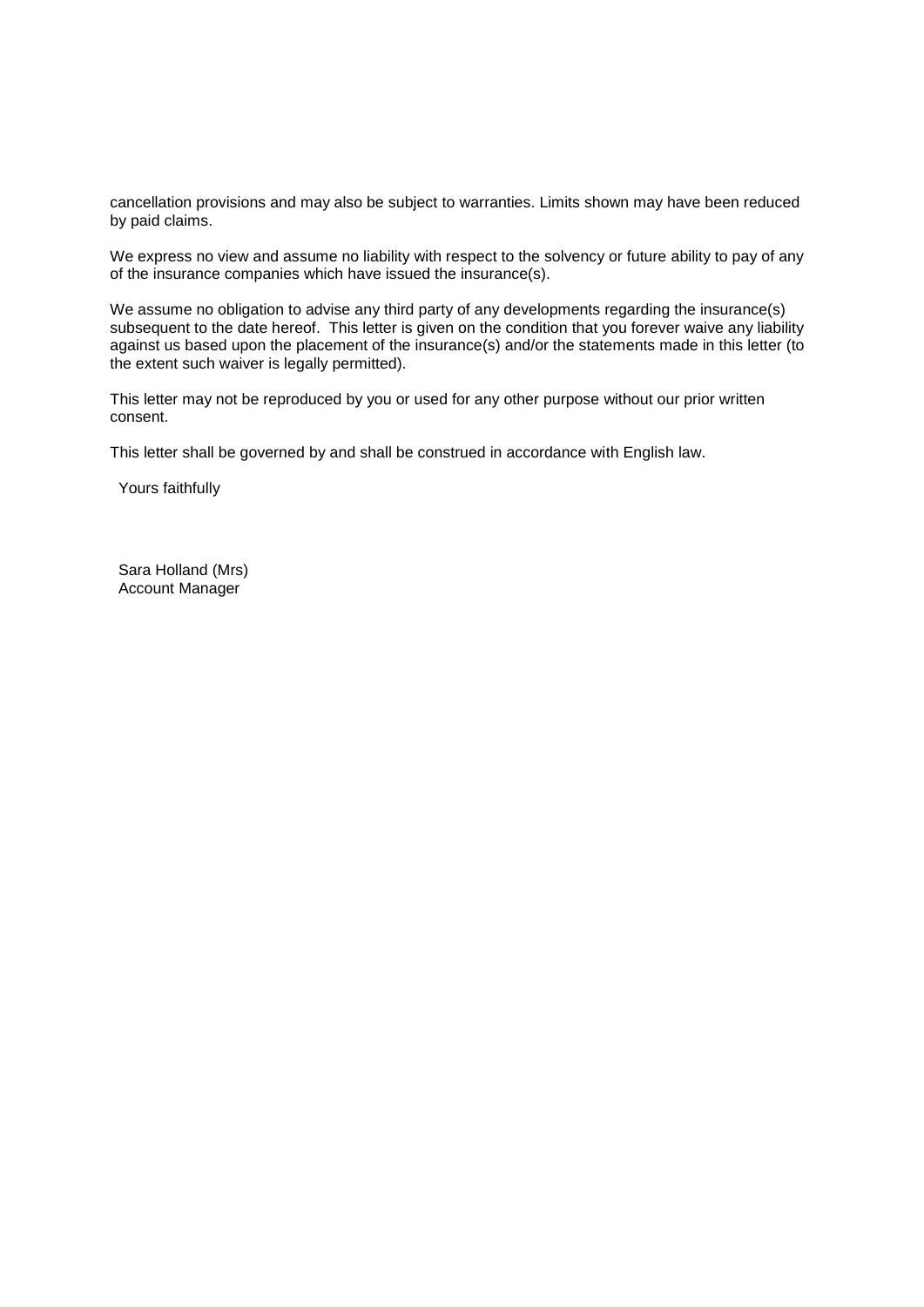cancellation provisions and may also be subject to warranties. Limits shown may have been reduced by paid claims.

We express no view and assume no liability with respect to the solvency or future ability to pay of any of the insurance companies which have issued the insurance(s).

We assume no obligation to advise any third party of any developments regarding the insurance(s) subsequent to the date hereof. This letter is given on the condition that you forever waive any liability against us based upon the placement of the insurance(s) and/or the statements made in this letter (to the extent such waiver is legally permitted).

This letter may not be reproduced by you or used for any other purpose without our prior written consent.

This letter shall be governed by and shall be construed in accordance with English law.

Yours faithfully

Sara Holland (Mrs)
Account Manager